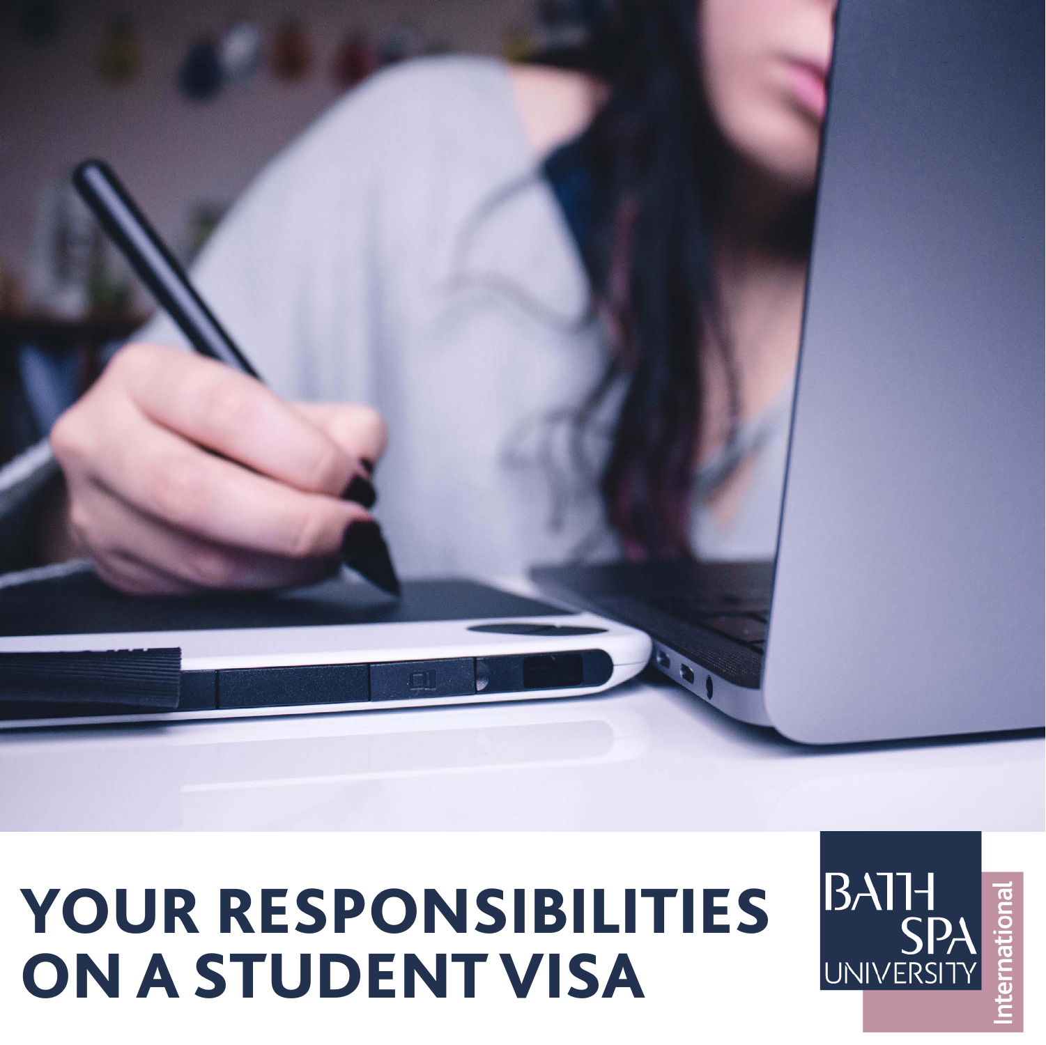# YOUR RESPONSIBILITIES ON A STUDENT VISA

BATH SPA UNIVERSITY International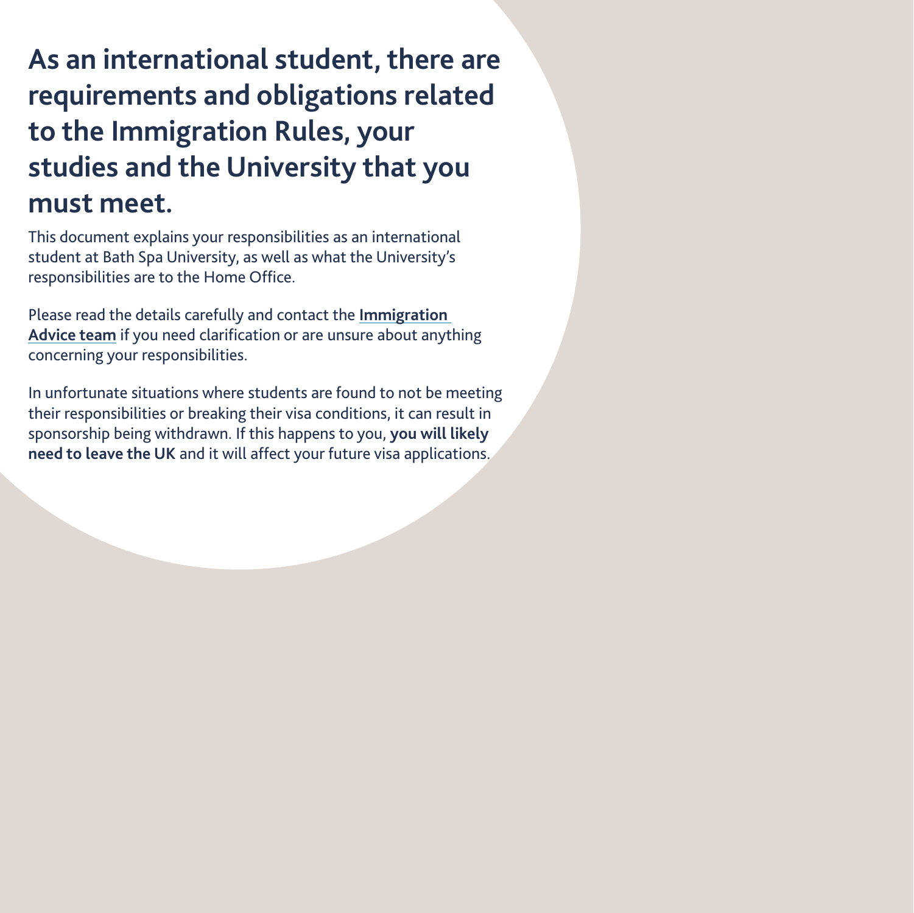# As an international student, there are requirements and obligations related to the Immigration Rules, your studies and the University that you must meet.

This document explains your responsibilities as an international student at Bath Spa University, as well as what the University's responsibilities are to the Home Office.

Please read the details carefully and contact the **Immigration Advice team** if you need clarification or are unsure about anything concerning your responsibilities.

In unfortunate situations where students are found to not be meeting their responsibilities or breaking their visa conditions, it can result in sponsorship being withdrawn. If this happens to you, **you will likely need to leave the UK** and it will affect your future visa applications.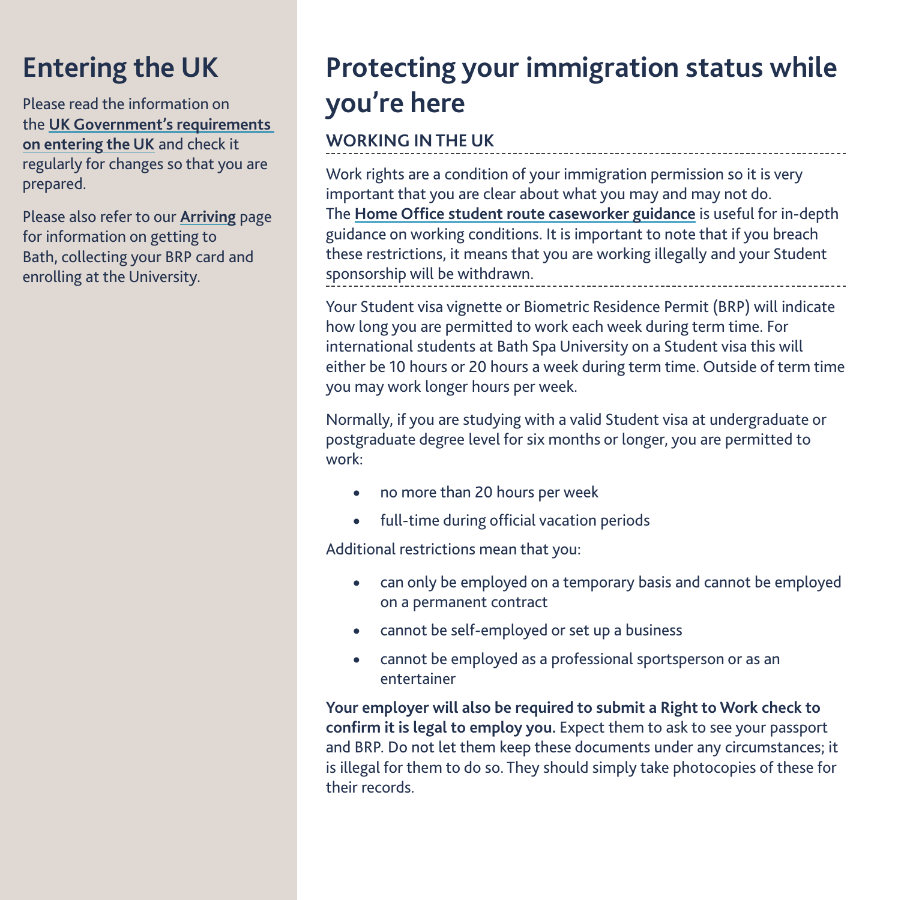## Entering the UK

Please read the information on the **UK Government's requirements on entering the UK** and check it regularly for changes so that you are prepared.

Please also refer to our **Arriving** page for information on getting to Bath, collecting your BRP card and enrolling at the University.

## Protecting your immigration status while you're here

### WORKING IN THE UK

Work rights are a condition of your immigration permission so it is very important that you are clear about what you may and may not do. The **Home Office student route caseworker guidance** is useful for in-depth guidance on working conditions. It is important to note that if you breach these restrictions, it means that you are working illegally and your Student sponsorship will be withdrawn.

Your Student visa vignette or Biometric Residence Permit (BRP) will indicate how long you are permitted to work each week during term time. For international students at Bath Spa University on a Student visa this will either be 10 hours or 20 hours a week during term time. Outside of term time you may work longer hours per week.

Normally, if you are studying with a valid Student visa at undergraduate or postgraduate degree level for six months or longer, you are permitted to work:

- no more than 20 hours per week
- full-time during official vacation periods

Additional restrictions mean that you:

- can only be employed on a temporary basis and cannot be employed on a permanent contract
- cannot be self-employed or set up a business
- cannot be employed as a professional sportsperson or as an entertainer

**Your employer will also be required to submit a Right to Work check to confirm it is legal to employ you.** Expect them to ask to see your passport and BRP. Do not let them keep these documents under any circumstances; it is illegal for them to do so. They should simply take photocopies of these for their records.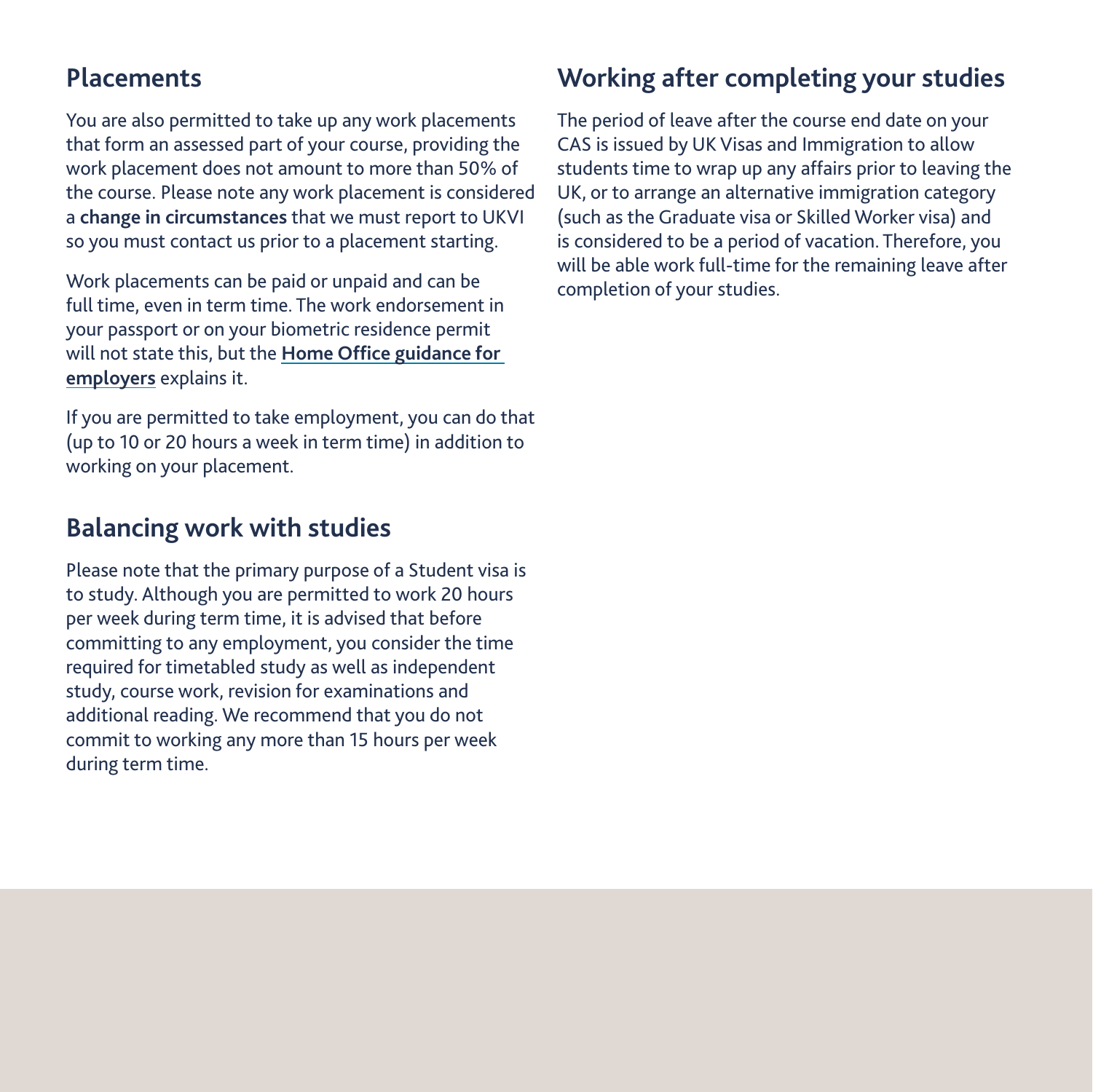## Placements

You are also permitted to take up any work placements that form an assessed part of your course, providing the work placement does not amount to more than 50% of the course. Please note any work placement is considered a **change in circumstances** that we must report to UKVI so you must contact us prior to a placement starting.

Work placements can be paid or unpaid and can be full time, even in term time. The work endorsement in your passport or on your biometric residence permit will not state this, but the **Home Office guidance for employers** explains it.

If you are permitted to take employment, you can do that (up to 10 or 20 hours a week in term time) in addition to working on your placement.

## Balancing work with studies

Please note that the primary purpose of a Student visa is to study. Although you are permitted to work 20 hours per week during term time, it is advised that before committing to any employment, you consider the time required for timetabled study as well as independent study, course work, revision for examinations and additional reading. We recommend that you do not commit to working any more than 15 hours per week during term time.

## Working after completing your studies

The period of leave after the course end date on your CAS is issued by UK Visas and Immigration to allow students time to wrap up any affairs prior to leaving the UK, or to arrange an alternative immigration category (such as the Graduate visa or Skilled Worker visa) and is considered to be a period of vacation. Therefore, you will be able work full-time for the remaining leave after completion of your studies.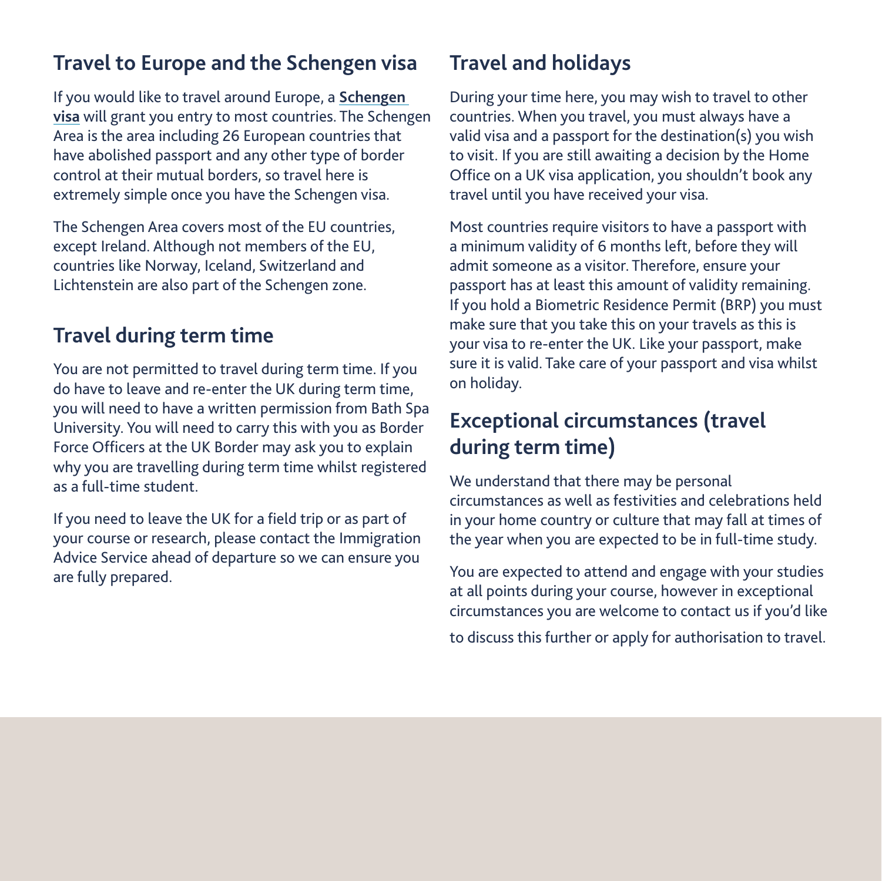## Travel to Europe and the Schengen visa

If you would like to travel around Europe, a **Schengen visa** will grant you entry to most countries. The Schengen Area is the area including 26 European countries that have abolished passport and any other type of border control at their mutual borders, so travel here is extremely simple once you have the Schengen visa.

The Schengen Area covers most of the EU countries, except Ireland. Although not members of the EU, countries like Norway, Iceland, Switzerland and Lichtenstein are also part of the Schengen zone.

## Travel during term time

You are not permitted to travel during term time. If you do have to leave and re-enter the UK during term time, you will need to have a written permission from Bath Spa University. You will need to carry this with you as Border Force Officers at the UK Border may ask you to explain why you are travelling during term time whilst registered as a full-time student.

If you need to leave the UK for a field trip or as part of your course or research, please contact the Immigration Advice Service ahead of departure so we can ensure you are fully prepared.

## Travel and holidays

During your time here, you may wish to travel to other countries. When you travel, you must always have a valid visa and a passport for the destination(s) you wish to visit. If you are still awaiting a decision by the Home Office on a UK visa application, you shouldn't book any travel until you have received your visa.

Most countries require visitors to have a passport with a minimum validity of 6 months left, before they will admit someone as a visitor. Therefore, ensure your passport has at least this amount of validity remaining. If you hold a Biometric Residence Permit (BRP) you must make sure that you take this on your travels as this is your visa to re-enter the UK. Like your passport, make sure it is valid. Take care of your passport and visa whilst on holiday.

## Exceptional circumstances (travel during term time)

We understand that there may be personal circumstances as well as festivities and celebrations held in your home country or culture that may fall at times of the year when you are expected to be in full-time study.

You are expected to attend and engage with your studies at all points during your course, however in exceptional circumstances you are welcome to contact us if you'd like to discuss this further or apply for authorisation to travel.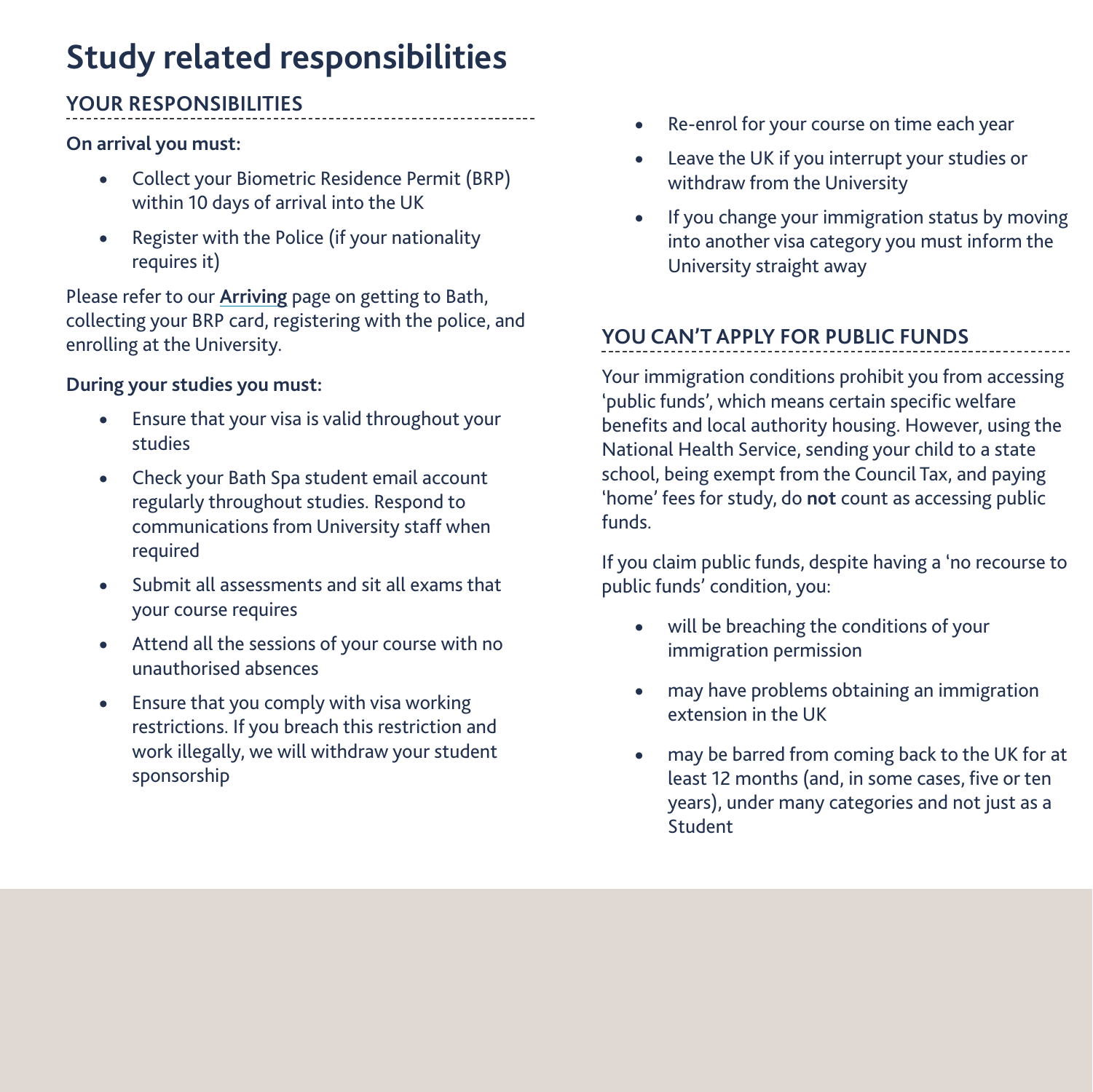# Study related responsibilities

## YOUR RESPONSIBILITIES

**On arrival you must:**

- Collect your Biometric Residence Permit (BRP) within 10 days of arrival into the UK
- Register with the Police (if your nationality requires it)

Please refer to our **Arriving** page on getting to Bath, collecting your BRP card, registering with the police, and enrolling at the University.

**During your studies you must:**

- Ensure that your visa is valid throughout your studies
- Check your Bath Spa student email account regularly throughout studies. Respond to communications from University staff when required
- Submit all assessments and sit all exams that your course requires
- Attend all the sessions of your course with no unauthorised absences
- Ensure that you comply with visa working restrictions. If you breach this restriction and work illegally, we will withdraw your student sponsorship
- Re-enrol for your course on time each year
- Leave the UK if you interrupt your studies or withdraw from the University
- If you change your immigration status by moving into another visa category you must inform the University straight away

## YOU CAN'T APPLY FOR PUBLIC FUNDS

Your immigration conditions prohibit you from accessing 'public funds', which means certain specific welfare benefits and local authority housing. However, using the National Health Service, sending your child to a state school, being exempt from the Council Tax, and paying 'home' fees for study, do **not** count as accessing public funds.

If you claim public funds, despite having a 'no recourse to public funds' condition, you:

- will be breaching the conditions of your immigration permission
- may have problems obtaining an immigration extension in the UK
- may be barred from coming back to the UK for at least 12 months (and, in some cases, five or ten years), under many categories and not just as a Student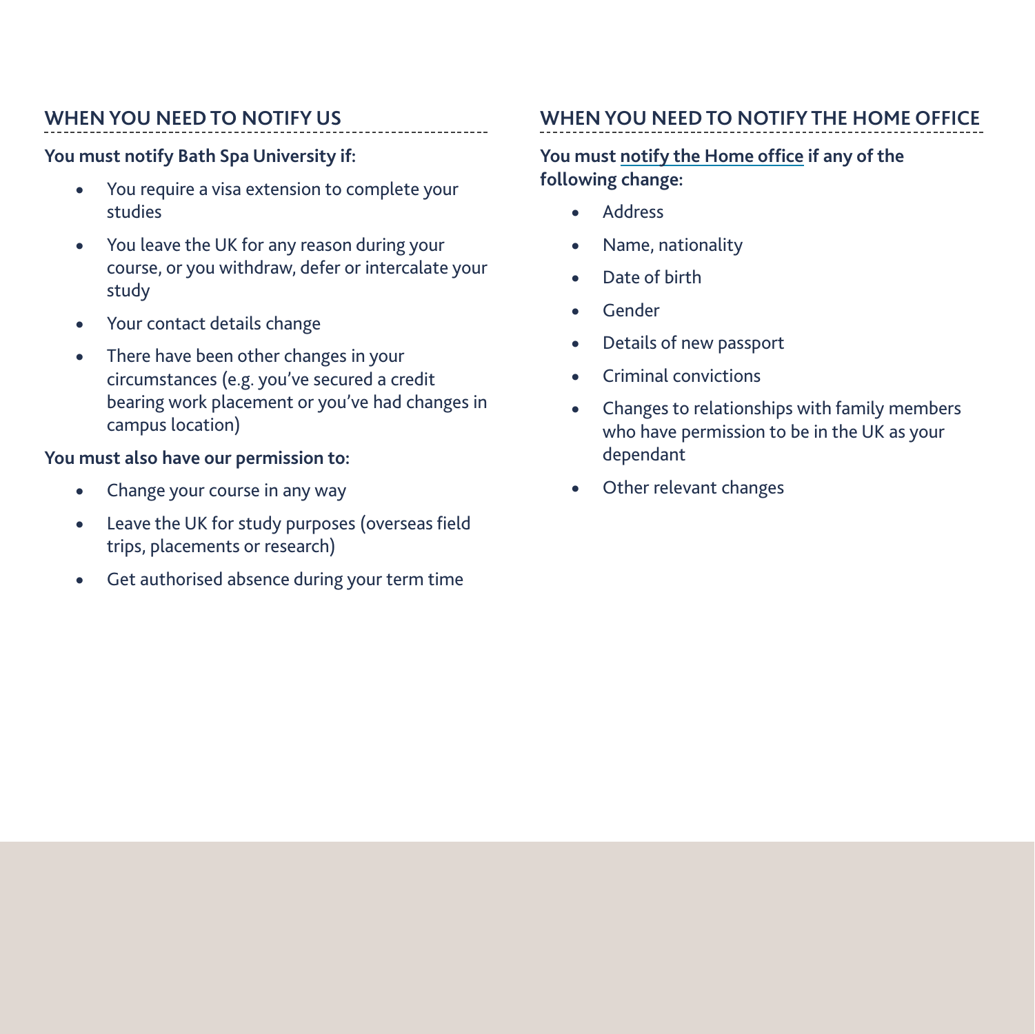## WHEN YOU NEED TO NOTIFY US

**You must notify Bath Spa University if:**

- You require a visa extension to complete your studies
- You leave the UK for any reason during your course, or you withdraw, defer or intercalate your study
- Your contact details change
- There have been other changes in your circumstances (e.g. you've secured a credit bearing work placement or you've had changes in campus location)

**You must also have our permission to:**

- Change your course in any way
- Leave the UK for study purposes (overseas field trips, placements or research)
- Get authorised absence during your term time

## WHEN YOU NEED TO NOTIFY THE HOME OFFICE

**You must notify the Home office if any of the following change:**

- Address
- Name, nationality
- Date of birth
- Gender
- Details of new passport
- Criminal convictions
- Changes to relationships with family members who have permission to be in the UK as your dependant
- Other relevant changes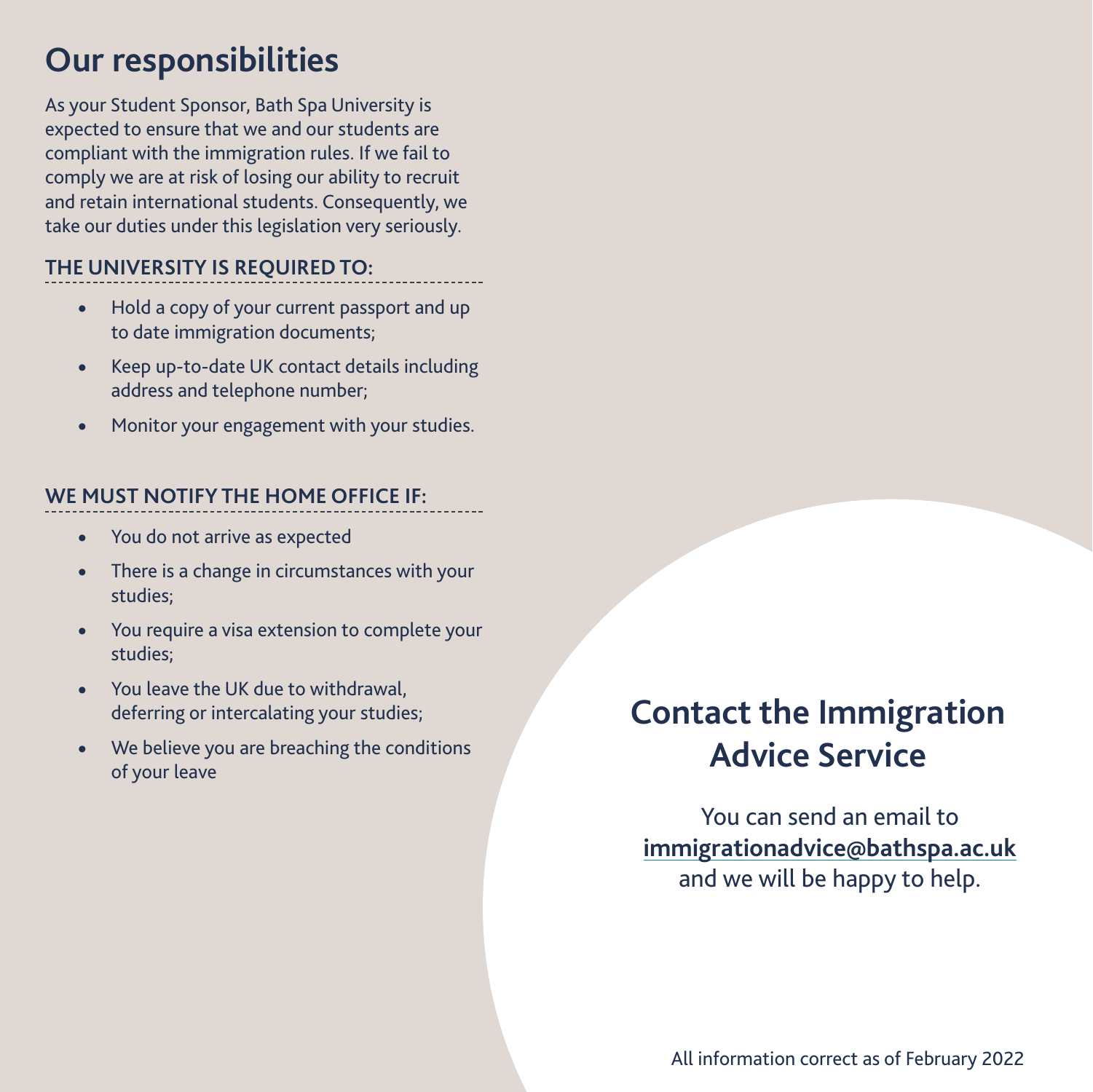## Our responsibilities

As your Student Sponsor, Bath Spa University is expected to ensure that we and our students are compliant with the immigration rules. If we fail to comply we are at risk of losing our ability to recruit and retain international students. Consequently, we take our duties under this legislation very seriously.

### THE UNIVERSITY IS REQUIRED TO:

- Hold a copy of your current passport and up to date immigration documents;
- Keep up-to-date UK contact details including address and telephone number;
- Monitor your engagement with your studies.

### WE MUST NOTIFY THE HOME OFFICE IF:

- You do not arrive as expected
- There is a change in circumstances with your studies;
- You require a visa extension to complete your studies;
- You leave the UK due to withdrawal, deferring or intercalating your studies;
- We believe you are breaching the conditions of your leave

## Contact the Immigration Advice Service

You can send an email to **immigrationadvice@bathspa.ac.uk** and we will be happy to help.

All information correct as of February 2022